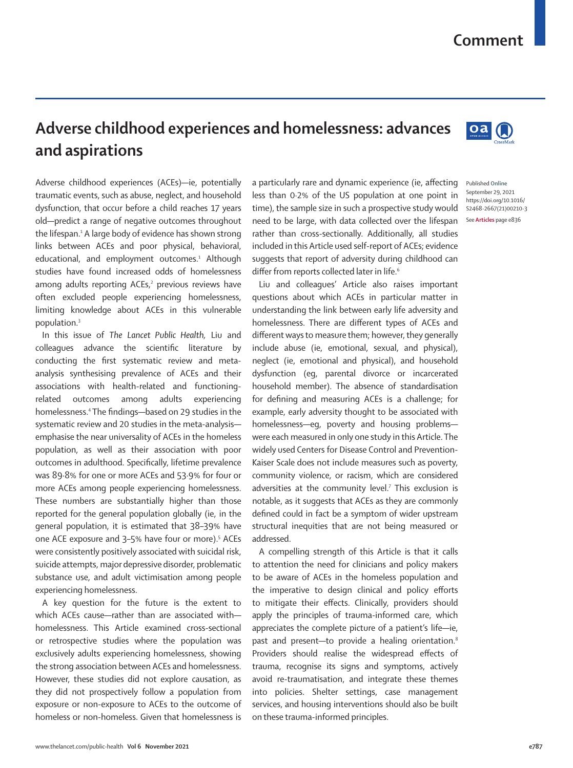# Adverse childhood experiences and homelessness: advances and aspirations

Adverse childhood experiences (ACEs)—ie, potentially traumatic events, such as abuse, neglect, and household dysfunction, that occur before a child reaches 17 years old—predict a range of negative outcomes throughout the lifespan.[1] A large body of evidence has shown strong links between ACEs and poor physical, behavioral, educational, and employment outcomes.[1] Although studies have found increased odds of homelessness among adults reporting ACEs,[2] previous reviews have often excluded people experiencing homelessness, limiting knowledge about ACEs in this vulnerable population.[3]

In this issue of *The Lancet Public Health,* Liu and colleagues advance the scientific literature by conducting the first systematic review and meta-analysis synthesising prevalence of ACEs and their associations with health-related and functioning-related outcomes among adults experiencing homelessness.[4] The findings—based on 29 studies in the systematic review and 20 studies in the meta-analysis—emphasise the near universality of ACEs in the homeless population, as well as their association with poor outcomes in adulthood. Specifically, lifetime prevalence was 89·8% for one or more ACEs and 53·9% for four or more ACEs among people experiencing homelessness. These numbers are substantially higher than those reported for the general population globally (ie, in the general population, it is estimated that 38–39% have one ACE exposure and 3–5% have four or more).[5] ACEs were consistently positively associated with suicidal risk, suicide attempts, major depressive disorder, problematic substance use, and adult victimisation among people experiencing homelessness.

A key question for the future is the extent to which ACEs cause—rather than are associated with—homelessness. This Article examined cross-sectional or retrospective studies where the population was exclusively adults experiencing homelessness, showing the strong association between ACEs and homelessness. However, these studies did not explore causation, as they did not prospectively follow a population from exposure or non-exposure to ACEs to the outcome of homeless or non-homeless. Given that homelessness is a particularly rare and dynamic experience (ie, affecting less than 0·2% of the US population at one point in time), the sample size in such a prospective study would need to be large, with data collected over the lifespan rather than cross-sectionally. Additionally, all studies included in this Article used self-report of ACEs; evidence suggests that report of adversity during childhood can differ from reports collected later in life.[6]

Liu and colleagues' Article also raises important questions about which ACEs in particular matter in understanding the link between early life adversity and homelessness. There are different types of ACEs and different ways to measure them; however, they generally include abuse (ie, emotional, sexual, and physical), neglect (ie, emotional and physical), and household dysfunction (eg, parental divorce or incarcerated household member). The absence of standardisation for defining and measuring ACEs is a challenge; for example, early adversity thought to be associated with homelessness—eg, poverty and housing problems—were each measured in only one study in this Article. The widely used Centers for Disease Control and Prevention-Kaiser Scale does not include measures such as poverty, community violence, or racism, which are considered adversities at the community level.[7] This exclusion is notable, as it suggests that ACEs as they are commonly defined could in fact be a symptom of wider upstream structural inequities that are not being measured or addressed.

A compelling strength of this Article is that it calls to attention the need for clinicians and policy makers to be aware of ACEs in the homeless population and the imperative to design clinical and policy efforts to mitigate their effects. Clinically, providers should apply the principles of trauma-informed care, which appreciates the complete picture of a patient's life—ie, past and present—to provide a healing orientation.[8] Providers should realise the widespread effects of trauma, recognise its signs and symptoms, actively avoid re-traumatisation, and integrate these themes into policies. Shelter settings, case management services, and housing interventions should also be built on these trauma-informed principles.

Published Online September 29, 2021 https://doi.org/10.1016/S2468-2667(21)00210-3

See **Articles** page e836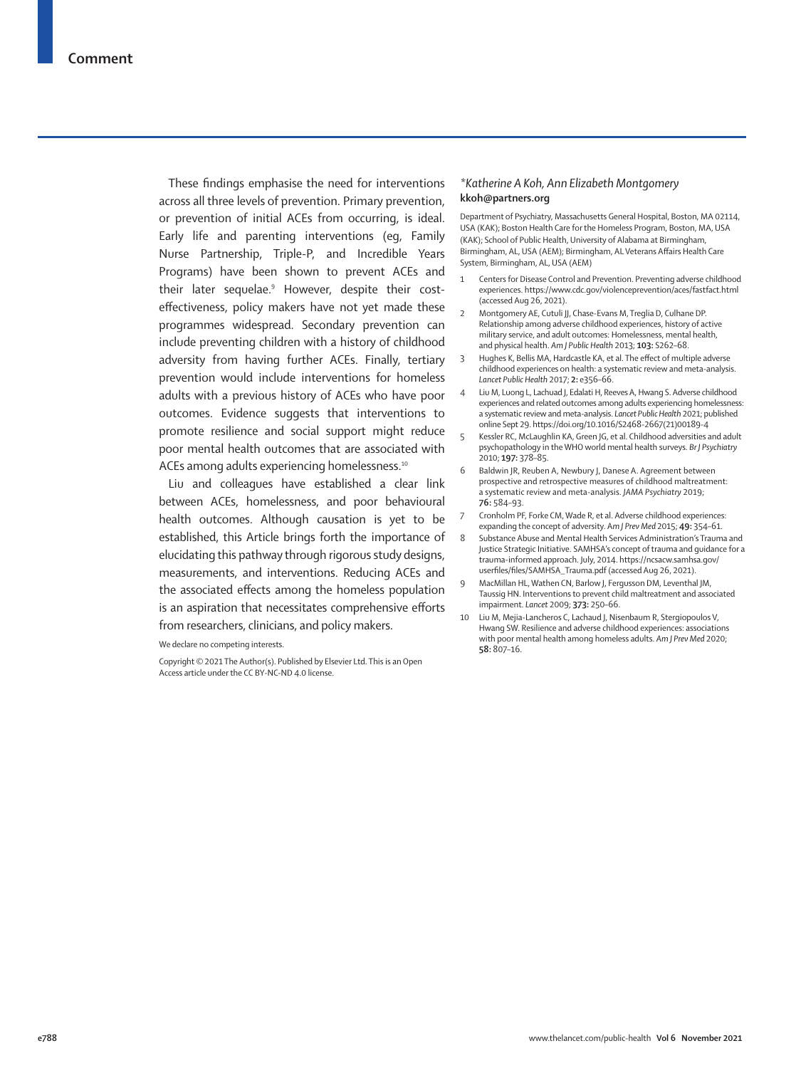These findings emphasise the need for interventions across all three levels of prevention. Primary prevention, or prevention of initial ACEs from occurring, is ideal. Early life and parenting interventions (eg, Family Nurse Partnership, Triple-P, and Incredible Years Programs) have been shown to prevent ACEs and their later sequelae.[9] However, despite their cost-effectiveness, policy makers have not yet made these programmes widespread. Secondary prevention can include preventing children with a history of childhood adversity from having further ACEs. Finally, tertiary prevention would include interventions for homeless adults with a previous history of ACEs who have poor outcomes. Evidence suggests that interventions to promote resilience and social support might reduce poor mental health outcomes that are associated with ACEs among adults experiencing homelessness.[10]

Liu and colleagues have established a clear link between ACEs, homelessness, and poor behavioural health outcomes. Although causation is yet to be established, this Article brings forth the importance of elucidating this pathway through rigorous study designs, measurements, and interventions. Reducing ACEs and the associated effects among the homeless population is an aspiration that necessitates comprehensive efforts from researchers, clinicians, and policy makers.

We declare no competing interests.

Copyright © 2021 The Author(s). Published by Elsevier Ltd. This is an Open Access article under the CC BY-NC-ND 4.0 license.

*\*Katherine A Koh, Ann Elizabeth Montgomery*
**kkoh@partners.org**

Department of Psychiatry, Massachusetts General Hospital, Boston, MA 02114, USA (KAK); Boston Health Care for the Homeless Program, Boston, MA, USA (KAK); School of Public Health, University of Alabama at Birmingham, Birmingham, AL, USA (AEM); Birmingham, AL Veterans Affairs Health Care System, Birmingham, AL, USA (AEM)

1. Centers for Disease Control and Prevention. Preventing adverse childhood experiences. https://www.cdc.gov/violenceprevention/aces/fastfact.html (accessed Aug 26, 2021).
2. Montgomery AE, Cutuli JJ, Chase-Evans M, Treglia D, Culhane DP. Relationship among adverse childhood experiences, history of active military service, and adult outcomes: Homelessness, mental health, and physical health. *Am J Public Health* 2013; **103:** S262–68.
3. Hughes K, Bellis MA, Hardcastle KA, et al. The effect of multiple adverse childhood experiences on health: a systematic review and meta-analysis. *Lancet Public Health* 2017; **2:** e356–66.
4. Liu M, Luong L, Lachaud J, Edalati H, Reeves A, Hwang S. Adverse childhood experiences and related outcomes among adults experiencing homelessness: a systematic review and meta-analysis. *Lancet Public Health* 2021; published online Sept 29. https://doi.org/10.1016/S2468-2667(21)00189-4
5. Kessler RC, McLaughlin KA, Green JG, et al. Childhood adversities and adult psychopathology in the WHO world mental health surveys. *Br J Psychiatry* 2010; **197:** 378–85.
6. Baldwin JR, Reuben A, Newbury J, Danese A. Agreement between prospective and retrospective measures of childhood maltreatment: a systematic review and meta-analysis. *JAMA Psychiatry* 2019; **76:** 584–93.
7. Cronholm PF, Forke CM, Wade R, et al. Adverse childhood experiences: expanding the concept of adversity. *Am J Prev Med* 2015; **49:** 354–61.
8. Substance Abuse and Mental Health Services Administration's Trauma and Justice Strategic Initiative. SAMHSA's concept of trauma and guidance for a trauma-informed approach. July, 2014. https://ncsacw.samhsa.gov/userfiles/files/SAMHSA_Trauma.pdf (accessed Aug 26, 2021).
9. MacMillan HL, Wathen CN, Barlow J, Fergusson DM, Leventhal JM, Taussig HN. Interventions to prevent child maltreatment and associated impairment. *Lancet* 2009; **373:** 250–66.
10. Liu M, Mejia-Lancheros C, Lachaud J, Nisenbaum R, Stergiopoulos V, Hwang SW. Resilience and adverse childhood experiences: associations with poor mental health among homeless adults. *Am J Prev Med* 2020; **58:** 807–16.